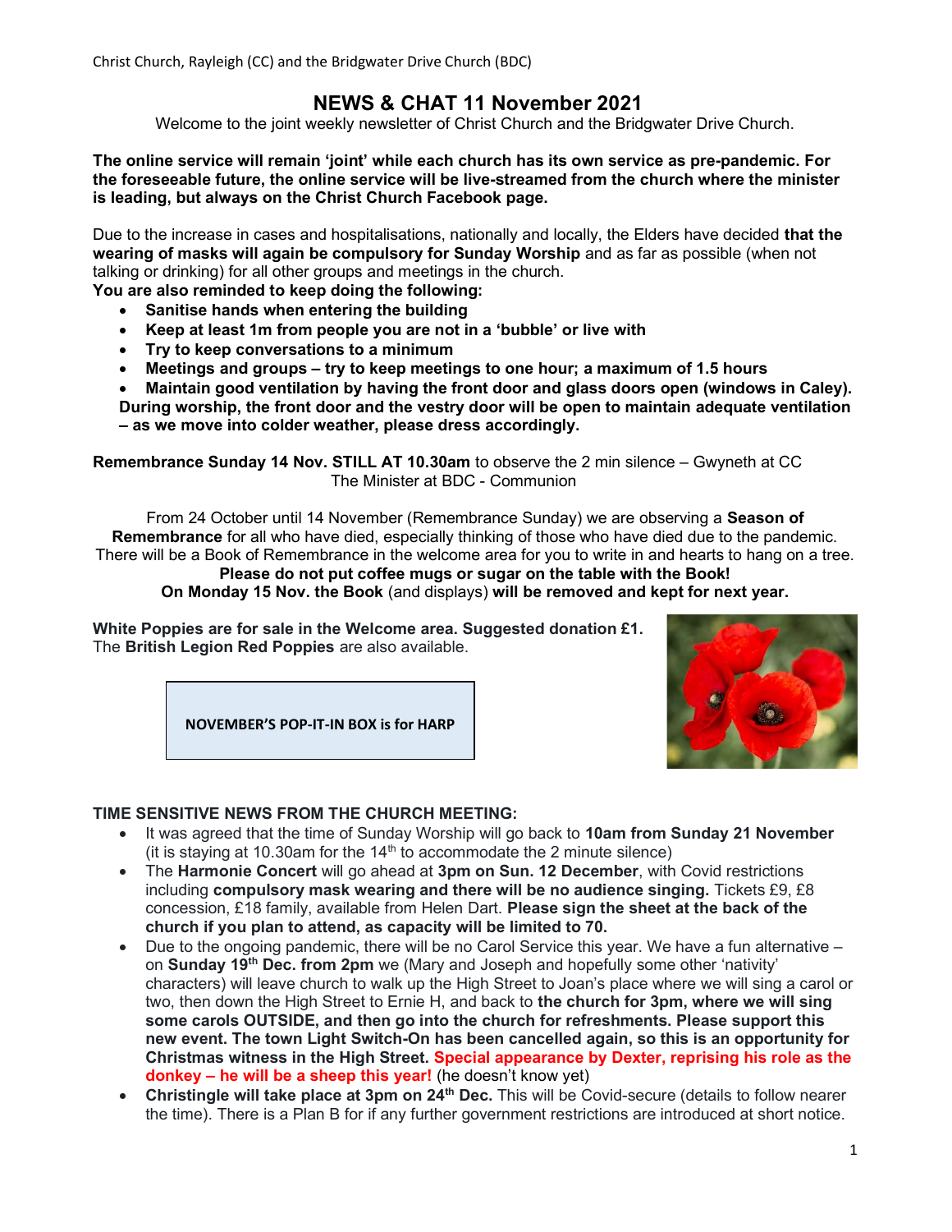Christ Church, Rayleigh (CC) and the Bridgwater Drive Church (BDC)

# NEWS & CHAT 11 November 2021

Welcome to the joint weekly newsletter of Christ Church and the Bridgwater Drive Church.

**The online service will remain 'joint' while each church has its own service as pre-pandemic. For the foreseeable future, the online service will be live-streamed from the church where the minister is leading, but always on the Christ Church Facebook page.**

Due to the increase in cases and hospitalisations, nationally and locally, the Elders have decided **that the wearing of masks will again be compulsory for Sunday Worship** and as far as possible (when not talking or drinking) for all other groups and meetings in the church.

**You are also reminded to keep doing the following:**

- **Sanitise hands when entering the building**
- **Keep at least 1m from people you are not in a 'bubble' or live with**
- **Try to keep conversations to a minimum**
- **Meetings and groups – try to keep meetings to one hour; a maximum of 1.5 hours**
- **Maintain good ventilation by having the front door and glass doors open (windows in Caley). During worship, the front door and the vestry door will be open to maintain adequate ventilation – as we move into colder weather, please dress accordingly.**

**Remembrance Sunday 14 Nov. STILL AT 10.30am** to observe the 2 min silence – Gwyneth at CC
The Minister at BDC - Communion

From 24 October until 14 November (Remembrance Sunday) we are observing a **Season of Remembrance** for all who have died, especially thinking of those who have died due to the pandemic. There will be a Book of Remembrance in the welcome area for you to write in and hearts to hang on a tree.

**Please do not put coffee mugs or sugar on the table with the Book!**

**On Monday 15 Nov. the Book** (and displays) **will be removed and kept for next year.**

**White Poppies are for sale in the Welcome area. Suggested donation £1.**
The **British Legion Red Poppies** are also available.

**NOVEMBER'S POP-IT-IN BOX is for HARP**

**TIME SENSITIVE NEWS FROM THE CHURCH MEETING:**

- It was agreed that the time of Sunday Worship will go back to **10am from Sunday 21 November** (it is staying at 10.30am for the 14th to accommodate the 2 minute silence)
- The **Harmonie Concert** will go ahead at **3pm on Sun. 12 December**, with Covid restrictions including **compulsory mask wearing and there will be no audience singing.** Tickets £9, £8 concession, £18 family, available from Helen Dart. **Please sign the sheet at the back of the church if you plan to attend, as capacity will be limited to 70.**
- Due to the ongoing pandemic, there will be no Carol Service this year. We have a fun alternative – on **Sunday 19th Dec. from 2pm** we (Mary and Joseph and hopefully some other 'nativity' characters) will leave church to walk up the High Street to Joan's place where we will sing a carol or two, then down the High Street to Ernie H, and back to **the church for 3pm, where we will sing some carols OUTSIDE, and then go into the church for refreshments. Please support this new event. The town Light Switch-On has been cancelled again, so this is an opportunity for Christmas witness in the High Street. Special appearance by Dexter, reprising his role as the donkey – he will be a sheep this year!** (he doesn't know yet)
- **Christingle will take place at 3pm on 24th Dec.** This will be Covid-secure (details to follow nearer the time). There is a Plan B for if any further government restrictions are introduced at short notice.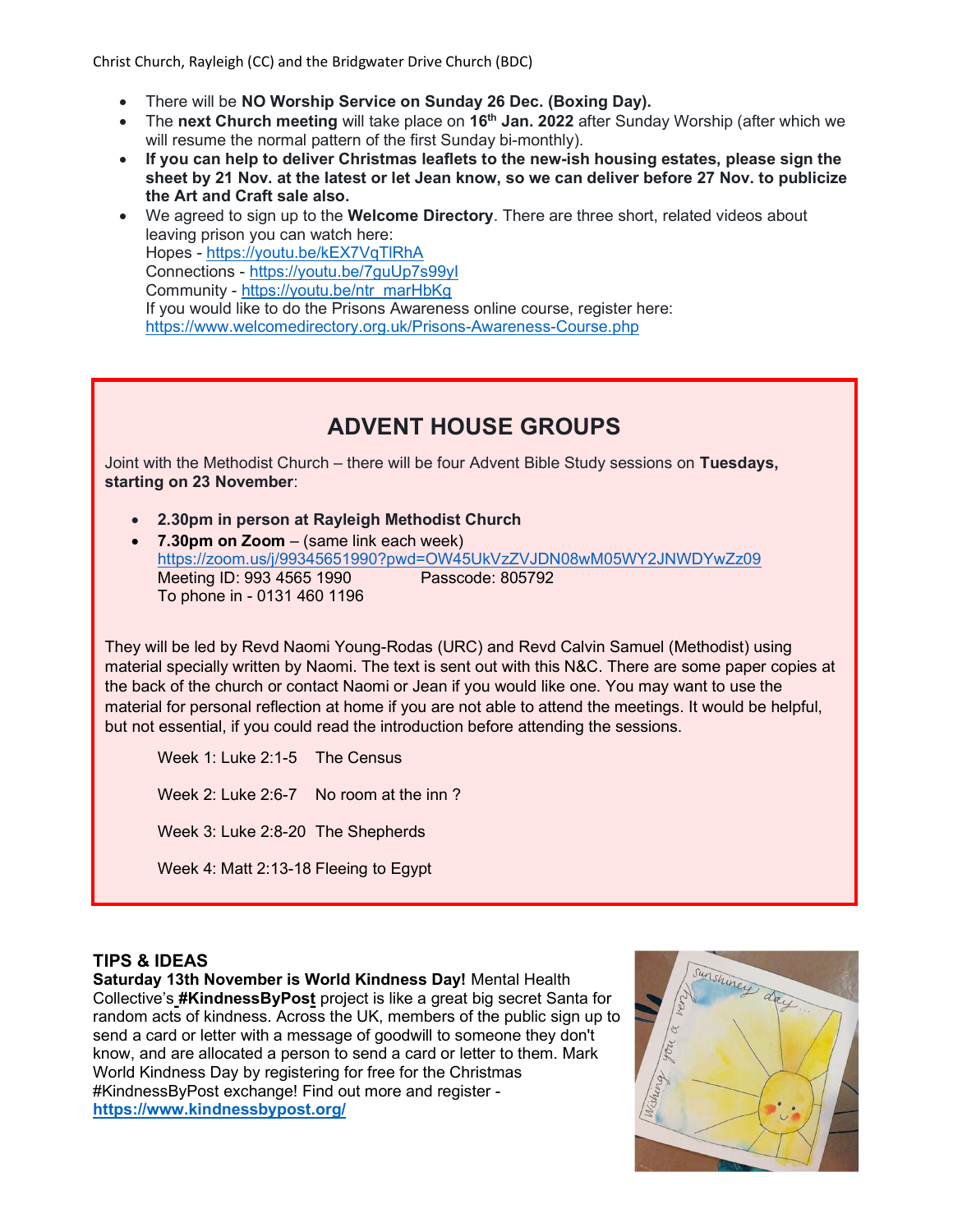- There will be **NO Worship Service on Sunday 26 Dec. (Boxing Day).**
- The **next Church meeting** will take place on **16th Jan. 2022** after Sunday Worship (after which we will resume the normal pattern of the first Sunday bi-monthly).
- **If you can help to deliver Christmas leaflets to the new-ish housing estates, please sign the sheet by 21 Nov. at the latest or let Jean know, so we can deliver before 27 Nov. to publicize the Art and Craft sale also.**
- We agreed to sign up to the **Welcome Directory**. There are three short, related videos about leaving prison you can watch here:
  Hopes - https://youtu.be/kEX7VqTlRhA
  Connections - https://youtu.be/7guUp7s99yl
  Community - https://youtu.be/ntr_marHbKg
  If you would like to do the Prisons Awareness online course, register here:
  https://www.welcomedirectory.org.uk/Prisons-Awareness-Course.php

## ADVENT HOUSE GROUPS

Joint with the Methodist Church – there will be four Advent Bible Study sessions on **Tuesdays, starting on 23 November**:

- **2.30pm in person at Rayleigh Methodist Church**
- **7.30pm on Zoom** – (same link each week)
  https://zoom.us/j/99345651990?pwd=OW45UkVzZVJDN08wM05WY2JNWDYwZz09
  Meeting ID: 993 4565 1990 Passcode: 805792
  To phone in - 0131 460 1196

They will be led by Revd Naomi Young-Rodas (URC) and Revd Calvin Samuel (Methodist) using material specially written by Naomi. The text is sent out with this N&C. There are some paper copies at the back of the church or contact Naomi or Jean if you would like one. You may want to use the material for personal reflection at home if you are not able to attend the meetings. It would be helpful, but not essential, if you could read the introduction before attending the sessions.

Week 1: Luke 2:1-5 The Census

Week 2: Luke 2:6-7 No room at the inn ?

Week 3: Luke 2:8-20 The Shepherds

Week 4: Matt 2:13-18 Fleeing to Egypt

### TIPS & IDEAS

**Saturday 13th November is World Kindness Day!** Mental Health Collective's **#KindnessByPost** project is like a great big secret Santa for random acts of kindness. Across the UK, members of the public sign up to send a card or letter with a message of goodwill to someone they don't know, and are allocated a person to send a card or letter to them. Mark World Kindness Day by registering for free for the Christmas #KindnessByPost exchange! Find out more and register - **https://www.kindnessbypost.org/**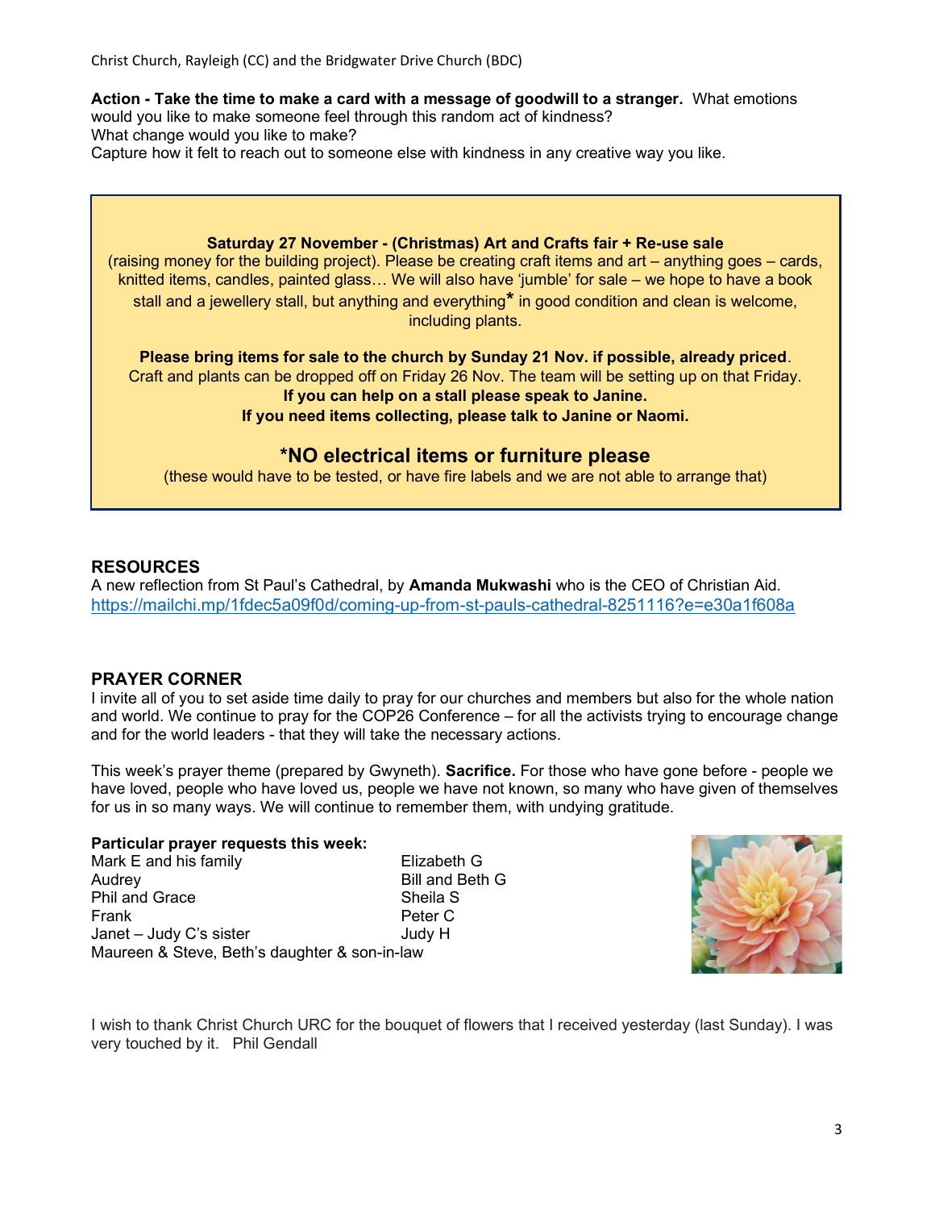**Action - Take the time to make a card with a message of goodwill to a stranger.** What emotions would you like to make someone feel through this random act of kindness?
What change would you like to make?
Capture how it felt to reach out to someone else with kindness in any creative way you like.

**Saturday 27 November - (Christmas) Art and Crafts fair + Re-use sale**
(raising money for the building project). Please be creating craft items and art – anything goes – cards, knitted items, candles, painted glass… We will also have 'jumble' for sale – we hope to have a book stall and a jewellery stall, but anything and everything* in good condition and clean is welcome, including plants.

**Please bring items for sale to the church by Sunday 21 Nov. if possible, already priced**.
Craft and plants can be dropped off on Friday 26 Nov. The team will be setting up on that Friday.
**If you can help on a stall please speak to Janine.**
**If you need items collecting, please talk to Janine or Naomi.**

**\*NO electrical items or furniture please**
(these would have to be tested, or have fire labels and we are not able to arrange that)

## RESOURCES

A new reflection from St Paul's Cathedral, by **Amanda Mukwashi** who is the CEO of Christian Aid.
https://mailchi.mp/1fdec5a09f0d/coming-up-from-st-pauls-cathedral-8251116?e=e30a1f608a

## PRAYER CORNER

I invite all of you to set aside time daily to pray for our churches and members but also for the whole nation and world. We continue to pray for the COP26 Conference – for all the activists trying to encourage change and for the world leaders - that they will take the necessary actions.

This week's prayer theme (prepared by Gwyneth). **Sacrifice.** For those who have gone before - people we have loved, people who have loved us, people we have not known, so many who have given of themselves for us in so many ways. We will continue to remember them, with undying gratitude.

**Particular prayer requests this week:**

- Mark E and his family
- Audrey
- Phil and Grace
- Frank
- Janet – Judy C's sister
- Maureen & Steve, Beth's daughter & son-in-law
- Elizabeth G
- Bill and Beth G
- Sheila S
- Peter C
- Judy H

I wish to thank Christ Church URC for the bouquet of flowers that I received yesterday (last Sunday). I was very touched by it. Phil Gendall